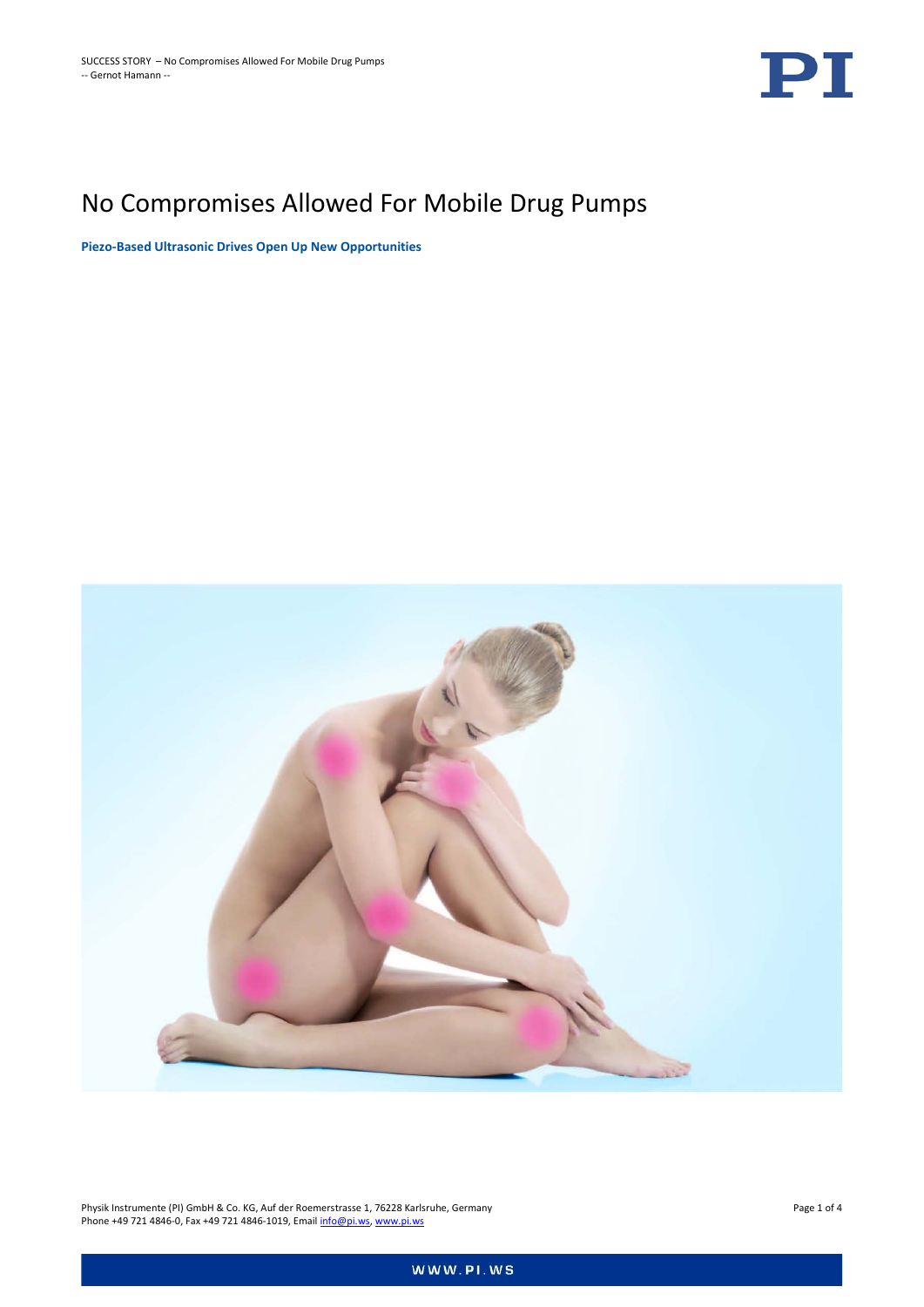# No Compromises Allowed For Mobile Drug Pumps

**Piezo-Based Ultrasonic Drives Open Up New Opportunities**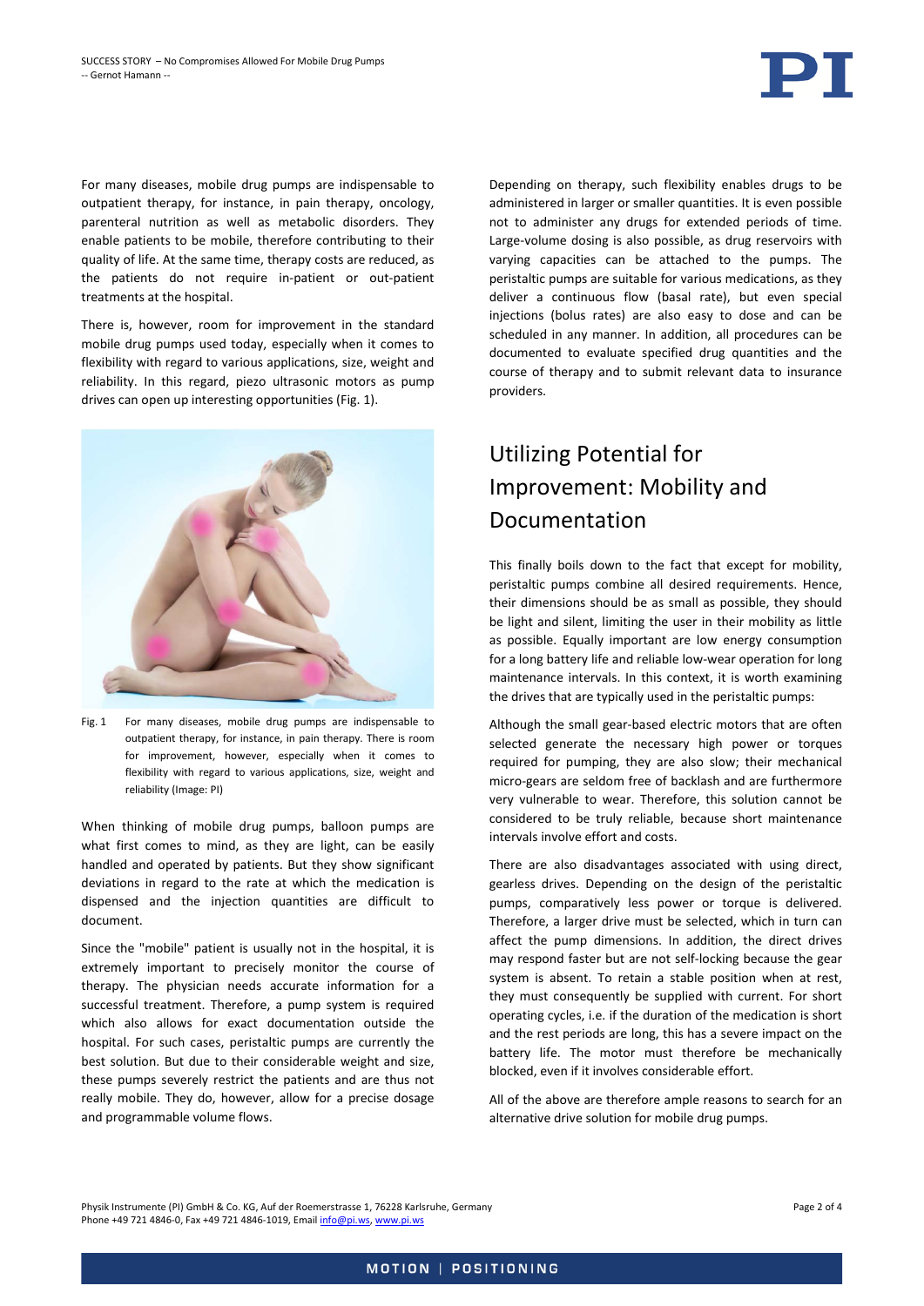For many diseases, mobile drug pumps are indispensable to outpatient therapy, for instance, in pain therapy, oncology, parenteral nutrition as well as metabolic disorders. They enable patients to be mobile, therefore contributing to their quality of life. At the same time, therapy costs are reduced, as the patients do not require in-patient or out-patient treatments at the hospital.

There is, however, room for improvement in the standard mobile drug pumps used today, especially when it comes to flexibility with regard to various applications, size, weight and reliability. In this regard, piezo ultrasonic motors as pump drives can open up interesting opportunities (Fig. 1).

Fig. 1 For many diseases, mobile drug pumps are indispensable to outpatient therapy, for instance, in pain therapy. There is room for improvement, however, especially when it comes to flexibility with regard to various applications, size, weight and reliability (Image: PI)

When thinking of mobile drug pumps, balloon pumps are what first comes to mind, as they are light, can be easily handled and operated by patients. But they show significant deviations in regard to the rate at which the medication is dispensed and the injection quantities are difficult to document.

Since the "mobile" patient is usually not in the hospital, it is extremely important to precisely monitor the course of therapy. The physician needs accurate information for a successful treatment. Therefore, a pump system is required which also allows for exact documentation outside the hospital. For such cases, peristaltic pumps are currently the best solution. But due to their considerable weight and size, these pumps severely restrict the patients and are thus not really mobile. They do, however, allow for a precise dosage and programmable volume flows.

Depending on therapy, such flexibility enables drugs to be administered in larger or smaller quantities. It is even possible not to administer any drugs for extended periods of time. Large-volume dosing is also possible, as drug reservoirs with varying capacities can be attached to the pumps. The peristaltic pumps are suitable for various medications, as they deliver a continuous flow (basal rate), but even special injections (bolus rates) are also easy to dose and can be scheduled in any manner. In addition, all procedures can be documented to evaluate specified drug quantities and the course of therapy and to submit relevant data to insurance providers.

## Utilizing Potential for Improvement: Mobility and Documentation

This finally boils down to the fact that except for mobility, peristaltic pumps combine all desired requirements. Hence, their dimensions should be as small as possible, they should be light and silent, limiting the user in their mobility as little as possible. Equally important are low energy consumption for a long battery life and reliable low-wear operation for long maintenance intervals. In this context, it is worth examining the drives that are typically used in the peristaltic pumps:

Although the small gear-based electric motors that are often selected generate the necessary high power or torques required for pumping, they are also slow; their mechanical micro-gears are seldom free of backlash and are furthermore very vulnerable to wear. Therefore, this solution cannot be considered to be truly reliable, because short maintenance intervals involve effort and costs.

There are also disadvantages associated with using direct, gearless drives. Depending on the design of the peristaltic pumps, comparatively less power or torque is delivered. Therefore, a larger drive must be selected, which in turn can affect the pump dimensions. In addition, the direct drives may respond faster but are not self-locking because the gear system is absent. To retain a stable position when at rest, they must consequently be supplied with current. For short operating cycles, i.e. if the duration of the medication is short and the rest periods are long, this has a severe impact on the battery life. The motor must therefore be mechanically blocked, even if it involves considerable effort.

All of the above are therefore ample reasons to search for an alternative drive solution for mobile drug pumps.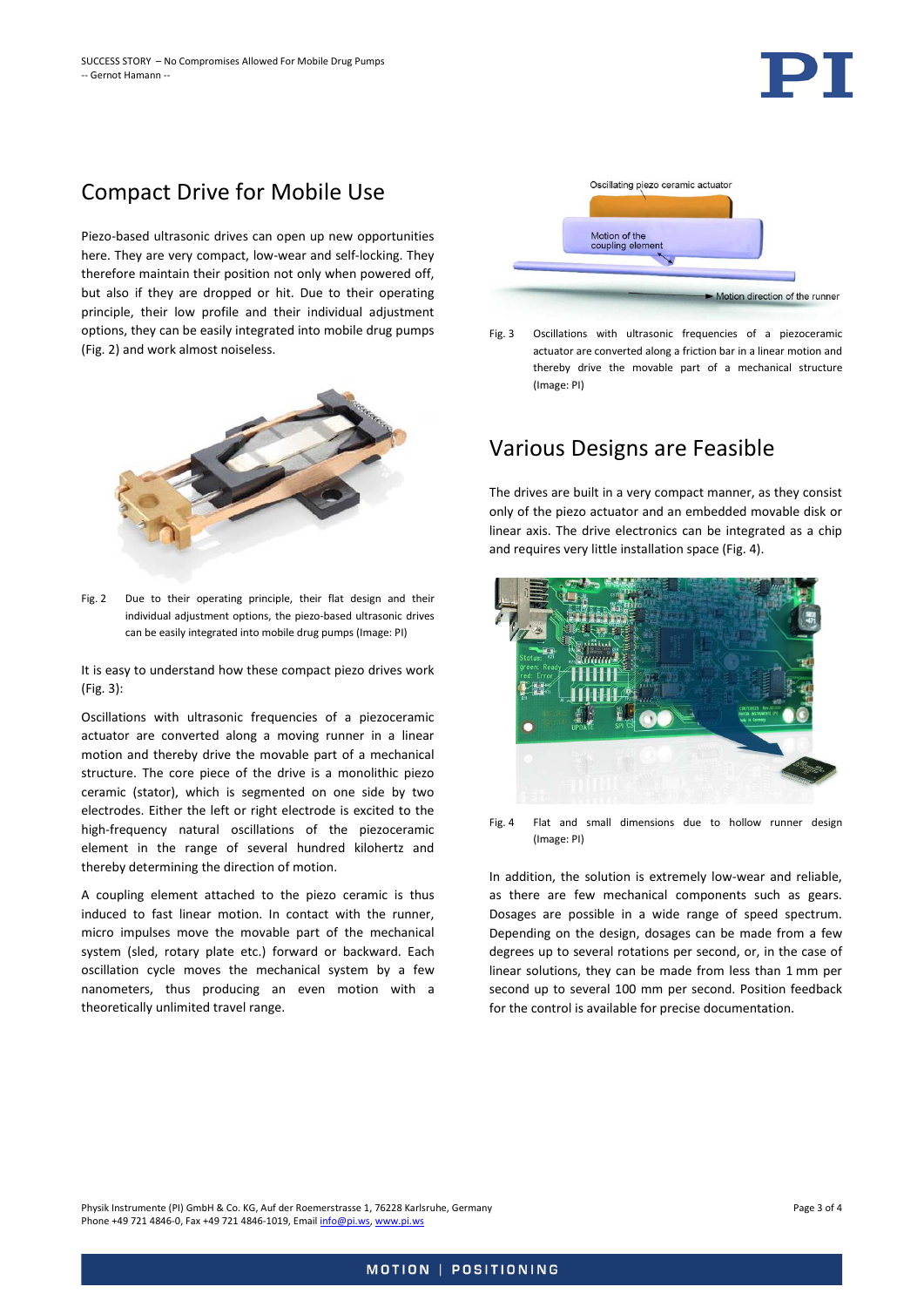## Compact Drive for Mobile Use

Piezo-based ultrasonic drives can open up new opportunities here. They are very compact, low-wear and self-locking. They therefore maintain their position not only when powered off, but also if they are dropped or hit. Due to their operating principle, their low profile and their individual adjustment options, they can be easily integrated into mobile drug pumps (Fig. 2) and work almost noiseless.

Fig. 2 Due to their operating principle, their flat design and their individual adjustment options, the piezo-based ultrasonic drives can be easily integrated into mobile drug pumps (Image: PI)

It is easy to understand how these compact piezo drives work (Fig. 3):

Oscillations with ultrasonic frequencies of a piezoceramic actuator are converted along a moving runner in a linear motion and thereby drive the movable part of a mechanical structure. The core piece of the drive is a monolithic piezo ceramic (stator), which is segmented on one side by two electrodes. Either the left or right electrode is excited to the high-frequency natural oscillations of the piezoceramic element in the range of several hundred kilohertz and thereby determining the direction of motion.

A coupling element attached to the piezo ceramic is thus induced to fast linear motion. In contact with the runner, micro impulses move the movable part of the mechanical system (sled, rotary plate etc.) forward or backward. Each oscillation cycle moves the mechanical system by a few nanometers, thus producing an even motion with a theoretically unlimited travel range.

Oscillating piezo ceramic actuator

Motion of the coupling element

Motion direction of the runner

Fig. 3 Oscillations with ultrasonic frequencies of a piezoceramic actuator are converted along a friction bar in a linear motion and thereby drive the movable part of a mechanical structure (Image: PI)

## Various Designs are Feasible

The drives are built in a very compact manner, as they consist only of the piezo actuator and an embedded movable disk or linear axis. The drive electronics can be integrated as a chip and requires very little installation space (Fig. 4).

Fig. 4 Flat and small dimensions due to hollow runner design (Image: PI)

In addition, the solution is extremely low-wear and reliable, as there are few mechanical components such as gears. Dosages are possible in a wide range of speed spectrum. Depending on the design, dosages can be made from a few degrees up to several rotations per second, or, in the case of linear solutions, they can be made from less than 1 mm per second up to several 100 mm per second. Position feedback for the control is available for precise documentation.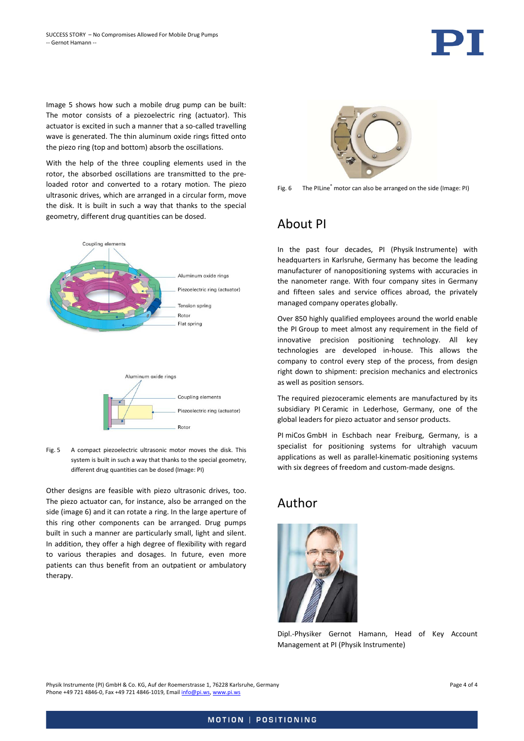Image 5 shows how such a mobile drug pump can be built: The motor consists of a piezoelectric ring (actuator). This actuator is excited in such a manner that a so-called travelling wave is generated. The thin aluminum oxide rings fitted onto the piezo ring (top and bottom) absorb the oscillations.

With the help of the three coupling elements used in the rotor, the absorbed oscillations are transmitted to the pre-loaded rotor and converted to a rotary motion. The piezo ultrasonic drives, which are arranged in a circular form, move the disk. It is built in such a way that thanks to the special geometry, different drug quantities can be dosed.

Coupling elements
Aluminum oxide rings
Piezoelectric ring (actuator)
Tension spring
Rotor
Flat spring

Aluminum oxide rings
Coupling elements
Piezoelectric ring (actuator)
Rotor

Fig. 5 A compact piezoelectric ultrasonic motor moves the disk. This system is built in such a way that thanks to the special geometry, different drug quantities can be dosed (Image: PI)

Other designs are feasible with piezo ultrasonic drives, too. The piezo actuator can, for instance, also be arranged on the side (image 6) and it can rotate a ring. In the large aperture of this ring other components can be arranged. Drug pumps built in such a manner are particularly small, light and silent. In addition, they offer a high degree of flexibility with regard to various therapies and dosages. In future, even more patients can thus benefit from an outpatient or ambulatory therapy.

Fig. 6 The PILine® motor can also be arranged on the side (Image: PI)

## About PI

In the past four decades, PI (Physik Instrumente) with headquarters in Karlsruhe, Germany has become the leading manufacturer of nanopositioning systems with accuracies in the nanometer range. With four company sites in Germany and fifteen sales and service offices abroad, the privately managed company operates globally.

Over 850 highly qualified employees around the world enable the PI Group to meet almost any requirement in the field of innovative precision positioning technology. All key technologies are developed in-house. This allows the company to control every step of the process, from design right down to shipment: precision mechanics and electronics as well as position sensors.

The required piezoceramic elements are manufactured by its subsidiary PI Ceramic in Lederhose, Germany, one of the global leaders for piezo actuator and sensor products.

PI miCos GmbH in Eschbach near Freiburg, Germany, is a specialist for positioning systems for ultrahigh vacuum applications as well as parallel-kinematic positioning systems with six degrees of freedom and custom-made designs.

## Author

Dipl.-Physiker Gernot Hamann, Head of Key Account Management at PI (Physik Instrumente)

Physik Instrumente (PI) GmbH & Co. KG, Auf der Roemerstrasse 1, 76228 Karlsruhe, Germany
Phone +49 721 4846-0, Fax +49 721 4846-1019, Email info@pi.ws, www.pi.ws